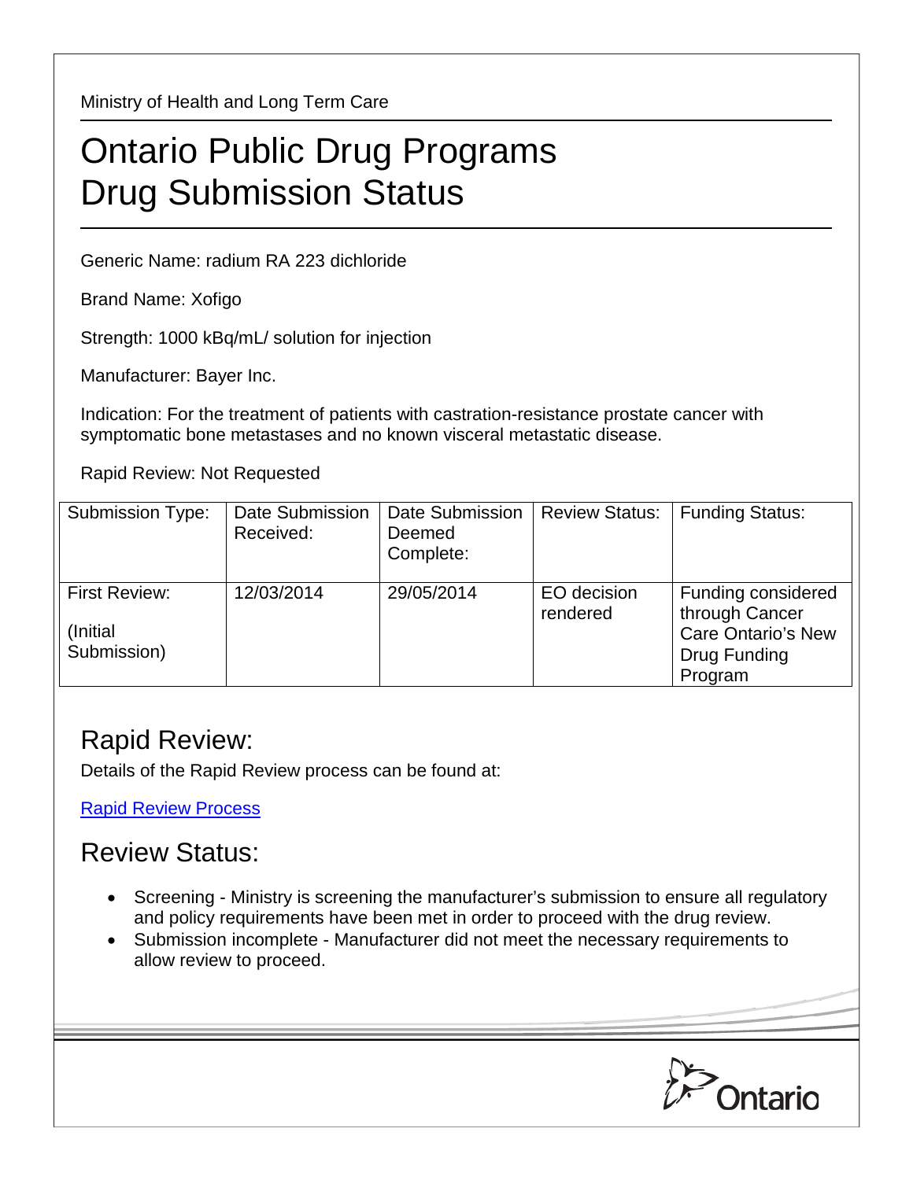Ministry of Health and Long Term Care

# Ontario Public Drug Programs
# Drug Submission Status

Generic Name: radium RA 223 dichloride

Brand Name: Xofigo

Strength: 1000 kBq/mL/ solution for injection

Manufacturer: Bayer Inc.

Indication: For the treatment of patients with castration-resistance prostate cancer with symptomatic bone metastases and no known visceral metastatic disease.

Rapid Review: Not Requested

| Submission Type: | Date Submission Received: | Date Submission Deemed Complete: | Review Status: | Funding Status: |
|---|---|---|---|---|
| First Review: (Initial Submission) | 12/03/2014 | 29/05/2014 | EO decision rendered | Funding considered through Cancer Care Ontario's New Drug Funding Program |

## Rapid Review:

Details of the Rapid Review process can be found at:

Rapid Review Process

## Review Status:

- Screening - Ministry is screening the manufacturer's submission to ensure all regulatory and policy requirements have been met in order to proceed with the drug review.
- Submission incomplete - Manufacturer did not meet the necessary requirements to allow review to proceed.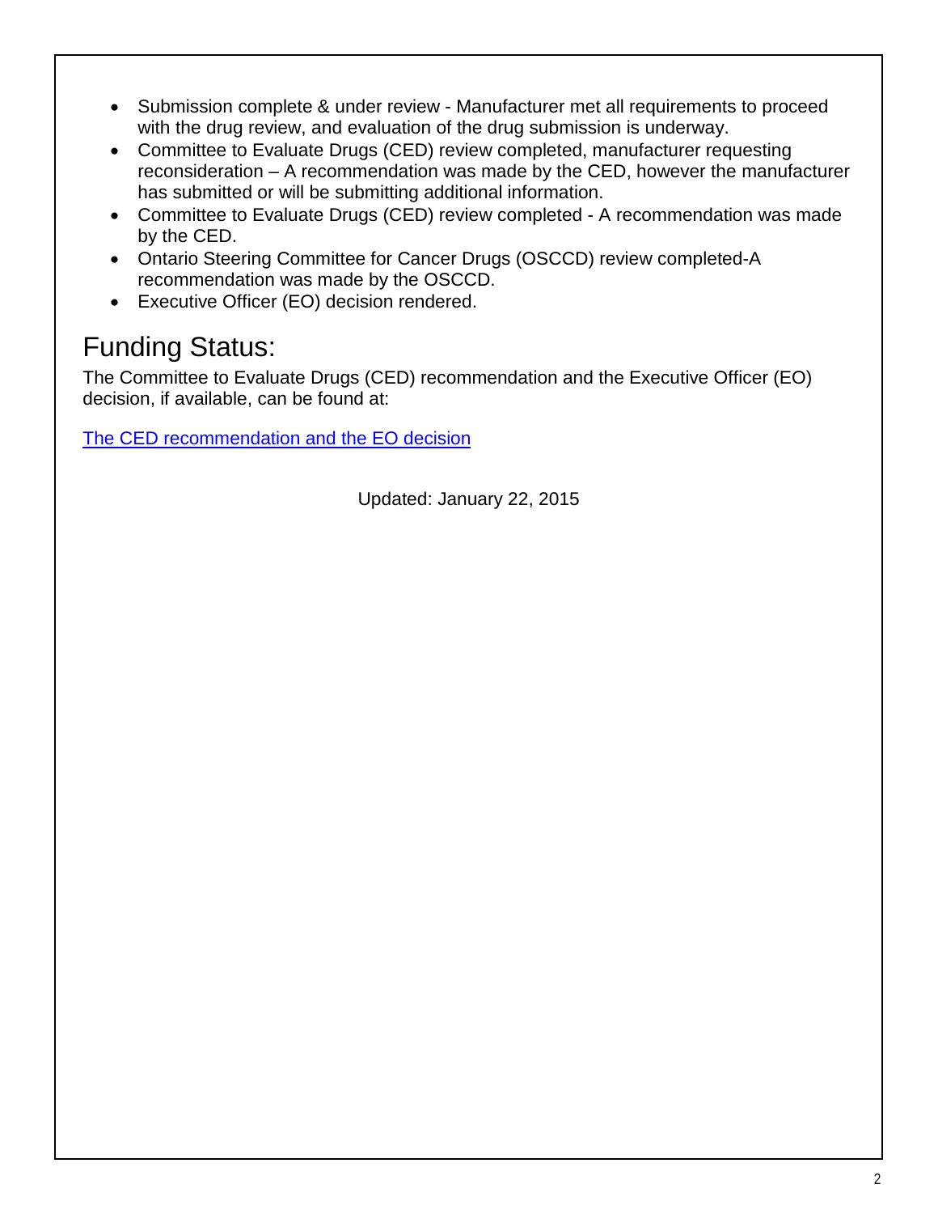- Submission complete & under review - Manufacturer met all requirements to proceed with the drug review, and evaluation of the drug submission is underway.
- Committee to Evaluate Drugs (CED) review completed, manufacturer requesting reconsideration – A recommendation was made by the CED, however the manufacturer has submitted or will be submitting additional information.
- Committee to Evaluate Drugs (CED) review completed - A recommendation was made by the CED.
- Ontario Steering Committee for Cancer Drugs (OSCCD) review completed-A recommendation was made by the OSCCD.
- Executive Officer (EO) decision rendered.

## Funding Status:

The Committee to Evaluate Drugs (CED) recommendation and the Executive Officer (EO) decision, if available, can be found at:

The CED recommendation and the EO decision

Updated: January 22, 2015